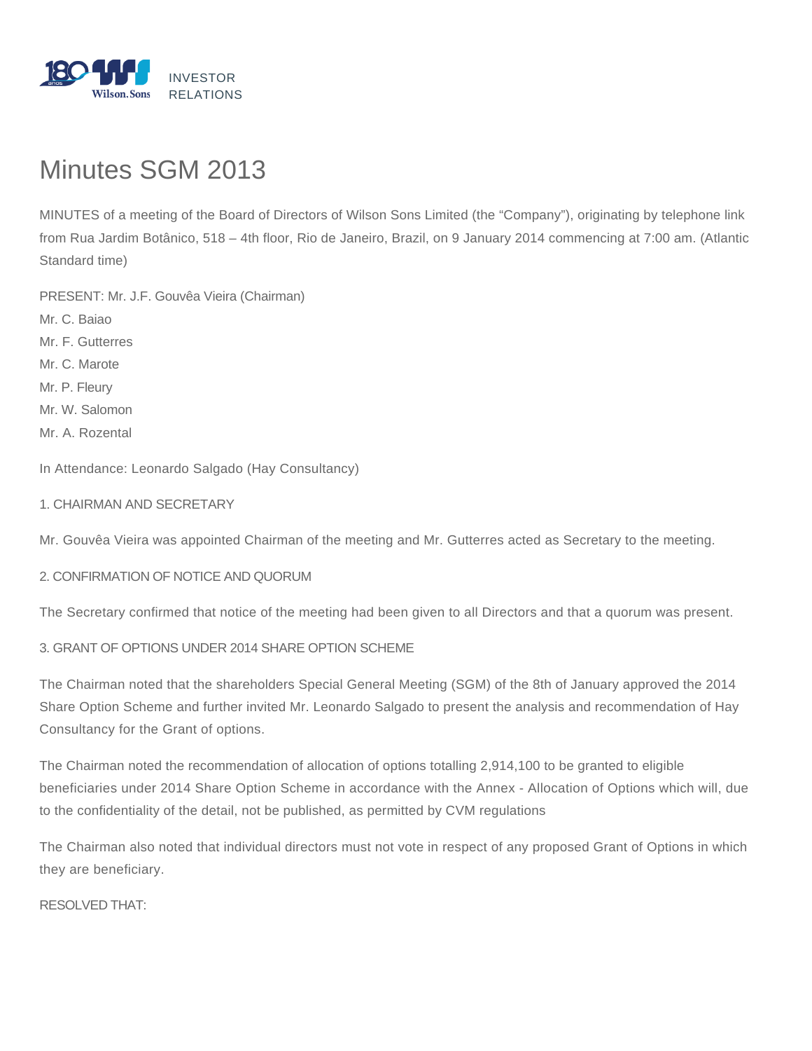INVESTOR RELATIONS

# Minutes SGM 2013

MINUTES of a meeting of the Board of Directors of Wilson Sons Limited (the "Company"), originating by telephone link from Rua Jardim Botânico, 518 – 4th floor, Rio de Janeiro, Brazil, on 9 January 2014 commencing at 7:00 am. (Atlantic Standard time)

PRESENT: Mr. J.F. Gouvêa Vieira (Chairman)
Mr. C. Baiao
Mr. F. Gutterres
Mr. C. Marote
Mr. P. Fleury
Mr. W. Salomon
Mr. A. Rozental

In Attendance: Leonardo Salgado (Hay Consultancy)

1. CHAIRMAN AND SECRETARY

Mr. Gouvêa Vieira was appointed Chairman of the meeting and Mr. Gutterres acted as Secretary to the meeting.

2. CONFIRMATION OF NOTICE AND QUORUM

The Secretary confirmed that notice of the meeting had been given to all Directors and that a quorum was present.

3. GRANT OF OPTIONS UNDER 2014 SHARE OPTION SCHEME

The Chairman noted that the shareholders Special General Meeting (SGM) of the 8th of January approved the 2014 Share Option Scheme and further invited Mr. Leonardo Salgado to present the analysis and recommendation of Hay Consultancy for the Grant of options.

The Chairman noted the recommendation of allocation of options totalling 2,914,100 to be granted to eligible beneficiaries under 2014 Share Option Scheme in accordance with the Annex - Allocation of Options which will, due to the confidentiality of the detail, not be published, as permitted by CVM regulations

The Chairman also noted that individual directors must not vote in respect of any proposed Grant of Options in which they are beneficiary.

RESOLVED THAT: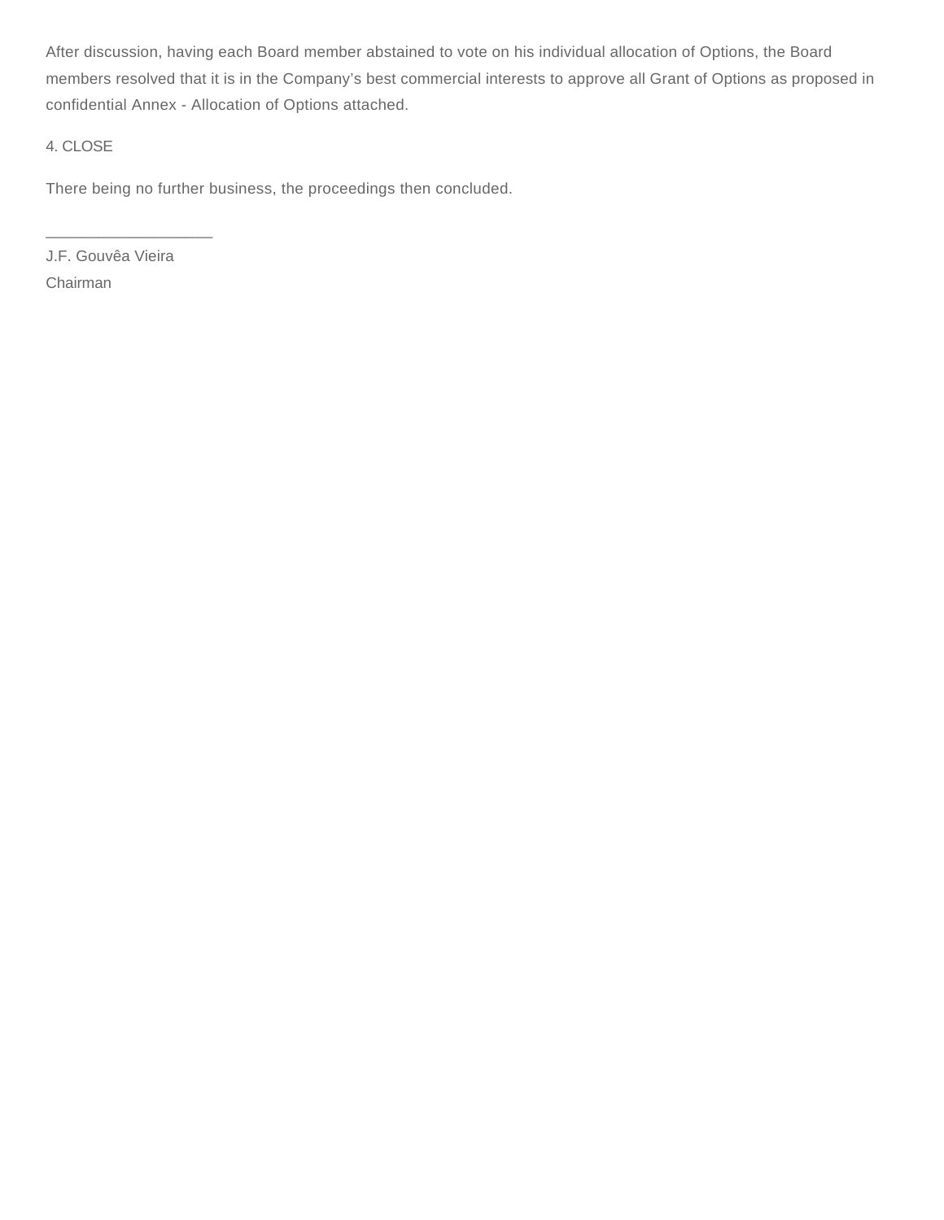After discussion, having each Board member abstained to vote on his individual allocation of Options, the Board members resolved that it is in the Company's best commercial interests to approve all Grant of Options as proposed in confidential Annex - Allocation of Options attached.

4. CLOSE

There being no further business, the proceedings then concluded.

___________________

J.F. Gouvêa Vieira

Chairman